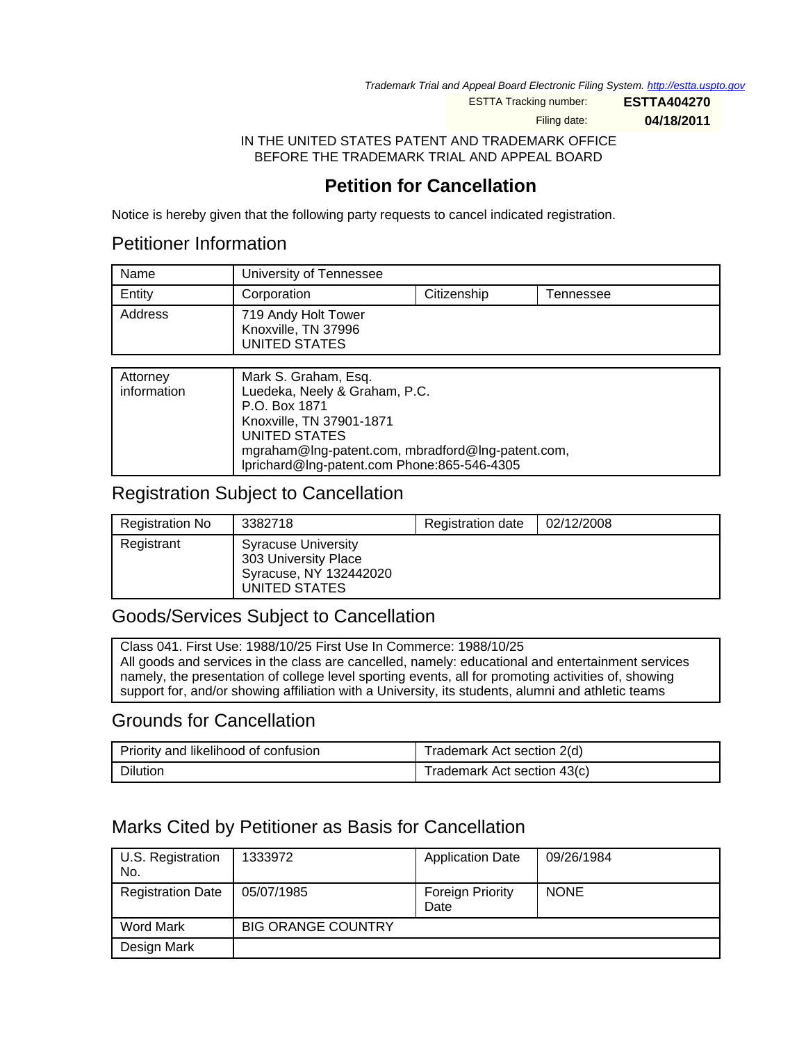*Trademark Trial and Appeal Board Electronic Filing System. http://estta.uspto.gov*

| | |
|---|---|
| ESTTA Tracking number: | **ESTTA404270** |
| Filing date: | **04/18/2011** |

IN THE UNITED STATES PATENT AND TRADEMARK OFFICE
BEFORE THE TRADEMARK TRIAL AND APPEAL BOARD

# Petition for Cancellation

Notice is hereby given that the following party requests to cancel indicated registration.

## Petitioner Information

| | | | |
|---|---|---|---|
| Name | University of Tennessee | | |
| Entity | Corporation | Citizenship | Tennessee |
| Address | 719 Andy Holt Tower<br>Knoxville, TN 37996<br>UNITED STATES | | |

| | |
|---|---|
| Attorney information | Mark S. Graham, Esq.<br>Luedeka, Neely & Graham, P.C.<br>P.O. Box 1871<br>Knoxville, TN 37901-1871<br>UNITED STATES<br>mgraham@lng-patent.com, mbradford@lng-patent.com, lprichard@lng-patent.com Phone:865-546-4305 |

## Registration Subject to Cancellation

| | | | |
|---|---|---|---|
| Registration No | 3382718 | Registration date | 02/12/2008 |
| Registrant | Syracuse University<br>303 University Place<br>Syracuse, NY 132442020<br>UNITED STATES | | |

## Goods/Services Subject to Cancellation

Class 041. First Use: 1988/10/25 First Use In Commerce: 1988/10/25
All goods and services in the class are cancelled, namely: educational and entertainment services namely, the presentation of college level sporting events, all for promoting activities of, showing support for, and/or showing affiliation with a University, its students, alumni and athletic teams

## Grounds for Cancellation

| | |
|---|---|
| Priority and likelihood of confusion | Trademark Act section 2(d) |
| Dilution | Trademark Act section 43(c) |

## Marks Cited by Petitioner as Basis for Cancellation

| | | | |
|---|---|---|---|
| U.S. Registration No. | 1333972 | Application Date | 09/26/1984 |
| Registration Date | 05/07/1985 | Foreign Priority Date | NONE |
| Word Mark | BIG ORANGE COUNTRY | | |
| Design Mark | | | |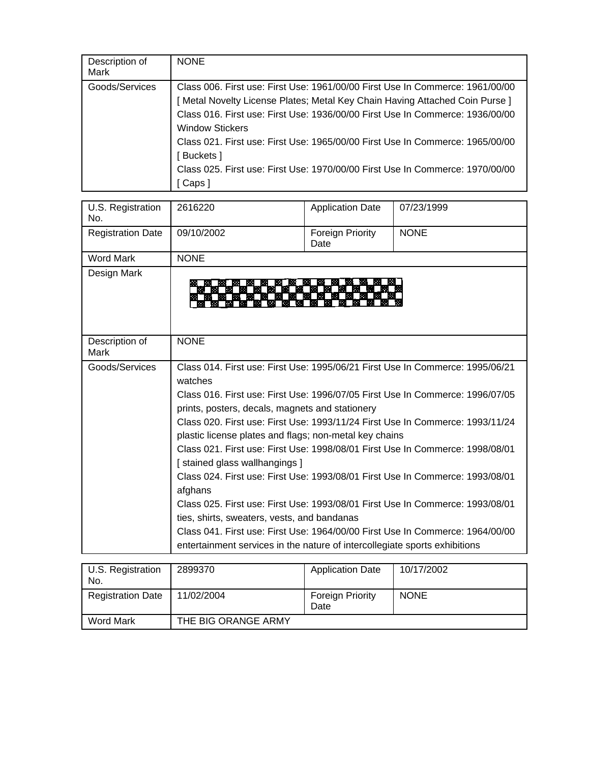| Description of Mark | NONE |
|---|---|
| Goods/Services | Class 006. First use: First Use: 1961/00/00 First Use In Commerce: 1961/00/00<br>[ Metal Novelty License Plates; Metal Key Chain Having Attached Coin Purse ]<br>Class 016. First use: First Use: 1936/00/00 First Use In Commerce: 1936/00/00<br>Window Stickers<br>Class 021. First use: First Use: 1965/00/00 First Use In Commerce: 1965/00/00<br>[ Buckets ]<br>Class 025. First use: First Use: 1970/00/00 First Use In Commerce: 1970/00/00<br>[ Caps ] |

| U.S. Registration No. | 2616220 | Application Date | 07/23/1999 |
|---|---|---|---|
| Registration Date | 09/10/2002 | Foreign Priority Date | NONE |
| Word Mark | NONE | | |
| Design Mark | | | |
| Description of Mark | NONE | | |
| Goods/Services | Class 014. First use: First Use: 1995/06/21 First Use In Commerce: 1995/06/21<br>watches<br>Class 016. First use: First Use: 1996/07/05 First Use In Commerce: 1996/07/05<br>prints, posters, decals, magnets and stationery<br>Class 020. First use: First Use: 1993/11/24 First Use In Commerce: 1993/11/24<br>plastic license plates and flags; non-metal key chains<br>Class 021. First use: First Use: 1998/08/01 First Use In Commerce: 1998/08/01<br>[ stained glass wallhangings ]<br>Class 024. First use: First Use: 1993/08/01 First Use In Commerce: 1993/08/01<br>afghans<br>Class 025. First use: First Use: 1993/08/01 First Use In Commerce: 1993/08/01<br>ties, shirts, sweaters, vests, and bandanas<br>Class 041. First use: First Use: 1964/00/00 First Use In Commerce: 1964/00/00<br>entertainment services in the nature of intercollegiate sports exhibitions | | |

| U.S. Registration No. | 2899370 | Application Date | 10/17/2002 |
|---|---|---|---|
| Registration Date | 11/02/2004 | Foreign Priority Date | NONE |
| Word Mark | THE BIG ORANGE ARMY | | |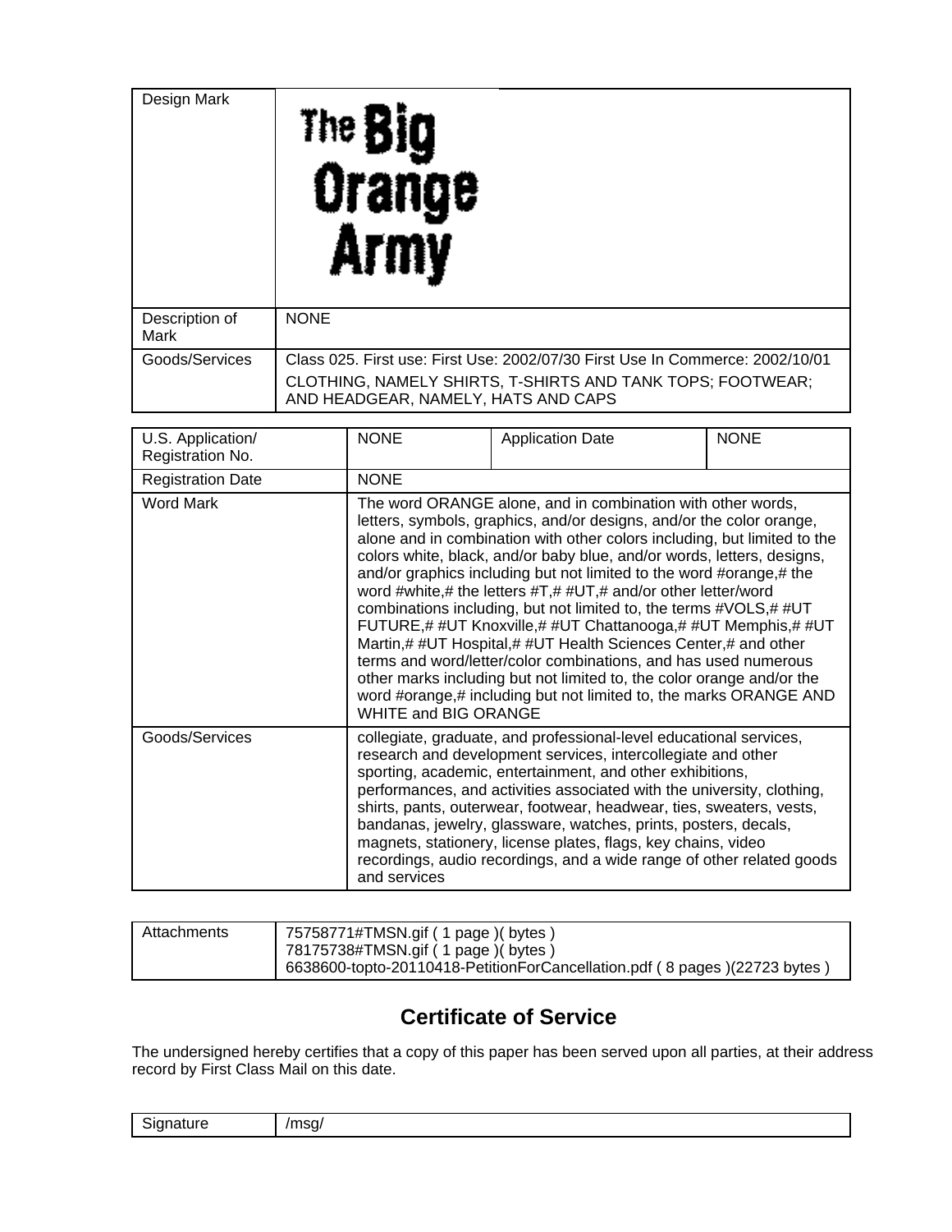| Design Mark | The Big Orange Army |
|---|---|
| Description of Mark | NONE |
| Goods/Services | Class 025. First use: First Use: 2002/07/30 First Use In Commerce: 2002/10/01<br>CLOTHING, NAMELY SHIRTS, T-SHIRTS AND TANK TOPS; FOOTWEAR; AND HEADGEAR, NAMELY, HATS AND CAPS |

| U.S. Application/ Registration No. | NONE | Application Date | NONE |
|---|---|---|---|
| Registration Date | NONE | | |
| Word Mark | The word ORANGE alone, and in combination with other words, letters, symbols, graphics, and/or designs, and/or the color orange, alone and in combination with other colors including, but limited to the colors white, black, and/or baby blue, and/or words, letters, designs, and/or graphics including but not limited to the word #orange,# the word #white,# the letters #T,# #UT,# and/or other letter/word combinations including, but not limited to, the terms #VOLS,# #UT FUTURE,# #UT Knoxville,# #UT Chattanooga,# #UT Memphis,# #UT Martin,# #UT Hospital,# #UT Health Sciences Center,# and other terms and word/letter/color combinations, and has used numerous other marks including but not limited to, the color orange and/or the word #orange,# including but not limited to, the marks ORANGE AND WHITE and BIG ORANGE | | |
| Goods/Services | collegiate, graduate, and professional-level educational services, research and development services, intercollegiate and other sporting, academic, entertainment, and other exhibitions, performances, and activities associated with the university, clothing, shirts, pants, outerwear, footwear, headwear, ties, sweaters, vests, bandanas, jewelry, glassware, watches, prints, posters, decals, magnets, stationery, license plates, flags, key chains, video recordings, audio recordings, and a wide range of other related goods and services | | |

| Attachments | 75758771#TMSN.gif ( 1 page )( bytes )<br>78175738#TMSN.gif ( 1 page )( bytes )<br>6638600-topto-20110418-PetitionForCancellation.pdf ( 8 pages )(22723 bytes ) |
|---|---|

## Certificate of Service

The undersigned hereby certifies that a copy of this paper has been served upon all parties, at their address record by First Class Mail on this date.

| Signature | /msg/ |
|---|---|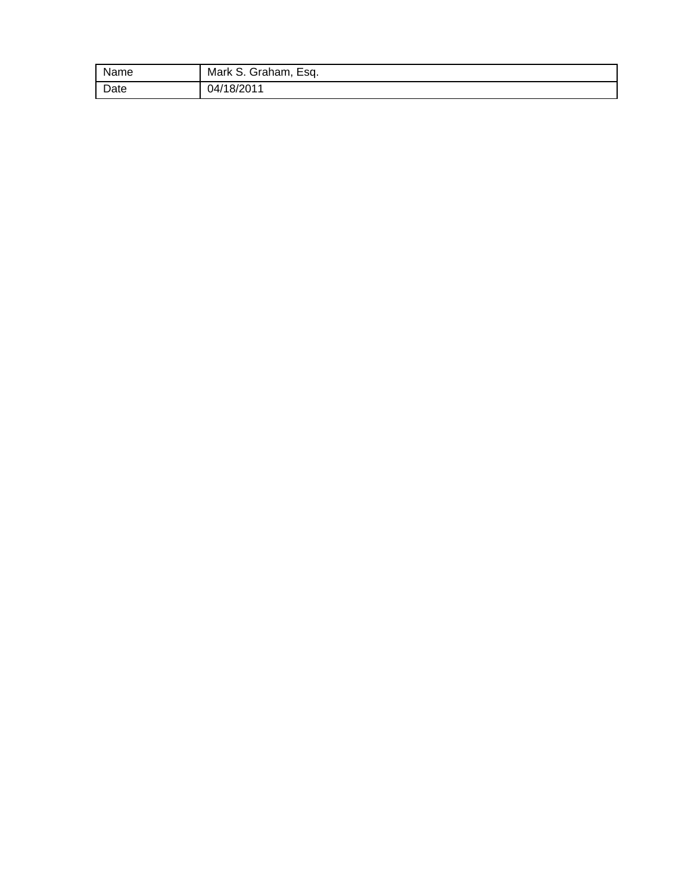| Name | Mark S. Graham, Esq. |
| --- | --- |
| Date | 04/18/2011 |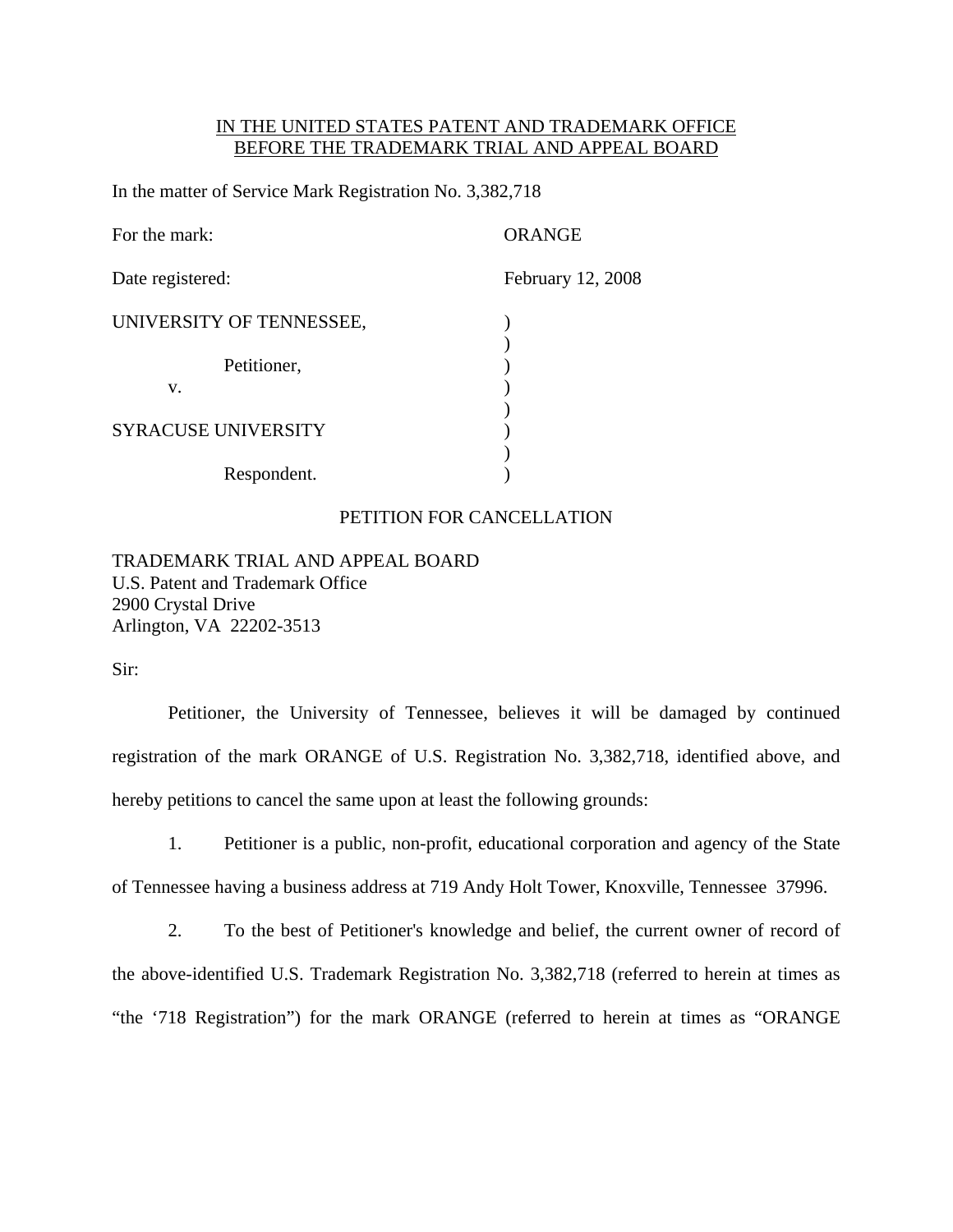IN THE UNITED STATES PATENT AND TRADEMARK OFFICE
BEFORE THE TRADEMARK TRIAL AND APPEAL BOARD

In the matter of Service Mark Registration No. 3,382,718

For the mark: ORANGE

Date registered: February 12, 2008

UNIVERSITY OF TENNESSEE,

Petitioner,

v.

SYRACUSE UNIVERSITY

Respondent.

PETITION FOR CANCELLATION

TRADEMARK TRIAL AND APPEAL BOARD
U.S. Patent and Trademark Office
2900 Crystal Drive
Arlington, VA 22202-3513

Sir:

Petitioner, the University of Tennessee, believes it will be damaged by continued registration of the mark ORANGE of U.S. Registration No. 3,382,718, identified above, and hereby petitions to cancel the same upon at least the following grounds:

1. Petitioner is a public, non-profit, educational corporation and agency of the State of Tennessee having a business address at 719 Andy Holt Tower, Knoxville, Tennessee 37996.

2. To the best of Petitioner's knowledge and belief, the current owner of record of the above-identified U.S. Trademark Registration No. 3,382,718 (referred to herein at times as "the '718 Registration") for the mark ORANGE (referred to herein at times as "ORANGE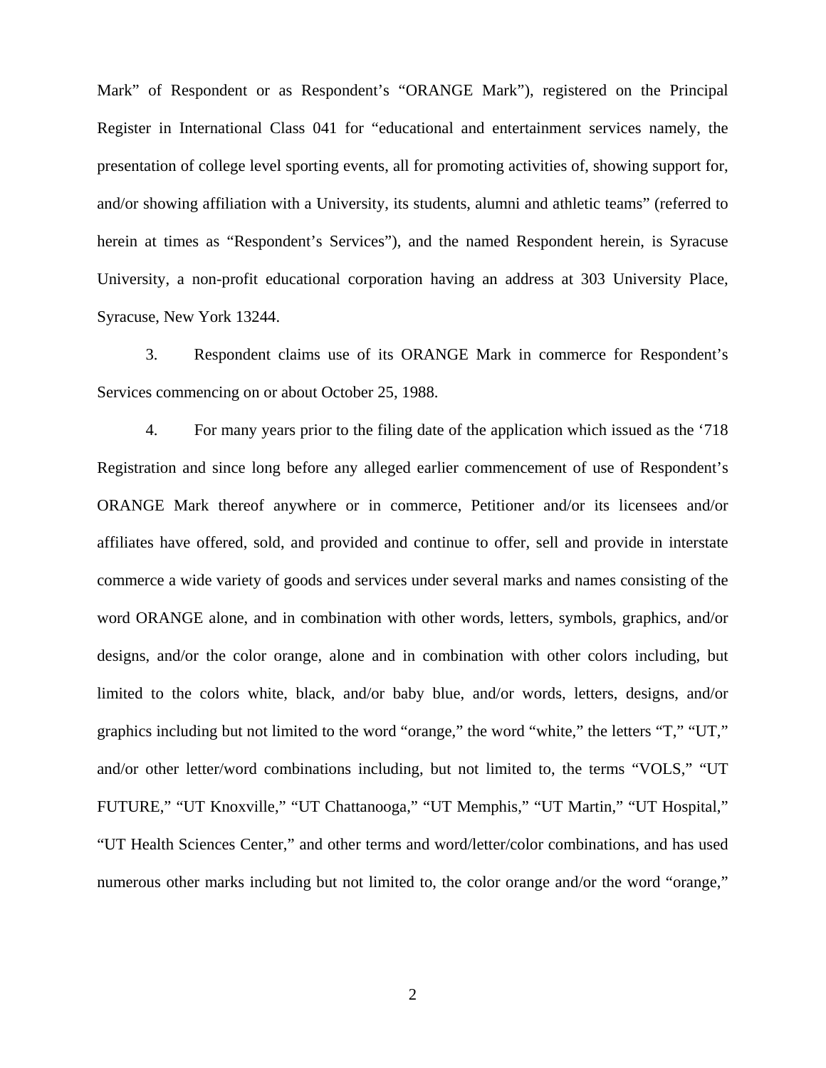Mark" of Respondent or as Respondent's "ORANGE Mark"), registered on the Principal Register in International Class 041 for "educational and entertainment services namely, the presentation of college level sporting events, all for promoting activities of, showing support for, and/or showing affiliation with a University, its students, alumni and athletic teams" (referred to herein at times as "Respondent's Services"), and the named Respondent herein, is Syracuse University, a non-profit educational corporation having an address at 303 University Place, Syracuse, New York 13244.

3. Respondent claims use of its ORANGE Mark in commerce for Respondent's Services commencing on or about October 25, 1988.

4. For many years prior to the filing date of the application which issued as the '718 Registration and since long before any alleged earlier commencement of use of Respondent's ORANGE Mark thereof anywhere or in commerce, Petitioner and/or its licensees and/or affiliates have offered, sold, and provided and continue to offer, sell and provide in interstate commerce a wide variety of goods and services under several marks and names consisting of the word ORANGE alone, and in combination with other words, letters, symbols, graphics, and/or designs, and/or the color orange, alone and in combination with other colors including, but limited to the colors white, black, and/or baby blue, and/or words, letters, designs, and/or graphics including but not limited to the word "orange," the word "white," the letters "T," "UT," and/or other letter/word combinations including, but not limited to, the terms "VOLS," "UT FUTURE," "UT Knoxville," "UT Chattanooga," "UT Memphis," "UT Martin," "UT Hospital," "UT Health Sciences Center," and other terms and word/letter/color combinations, and has used numerous other marks including but not limited to, the color orange and/or the word "orange,"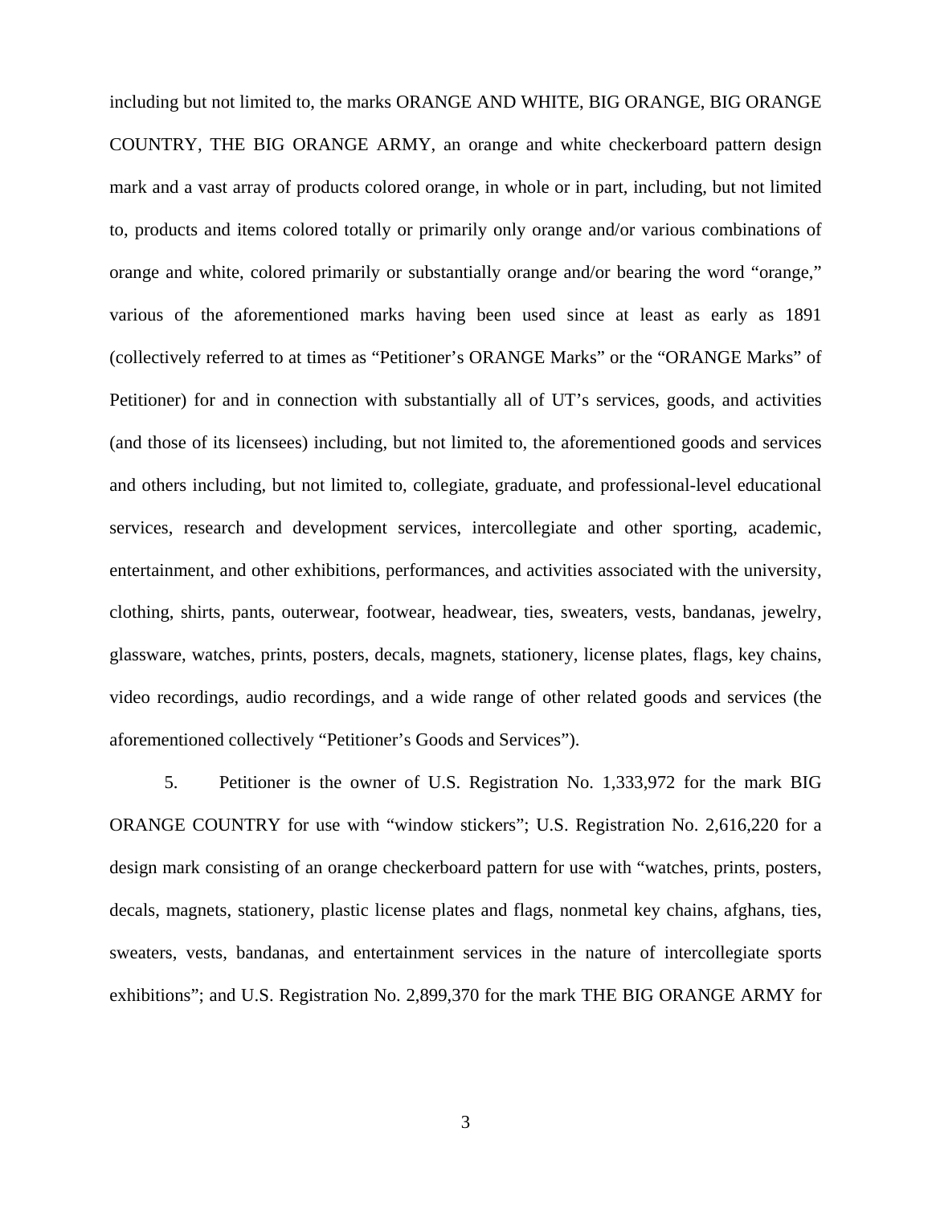including but not limited to, the marks ORANGE AND WHITE, BIG ORANGE, BIG ORANGE COUNTRY, THE BIG ORANGE ARMY, an orange and white checkerboard pattern design mark and a vast array of products colored orange, in whole or in part, including, but not limited to, products and items colored totally or primarily only orange and/or various combinations of orange and white, colored primarily or substantially orange and/or bearing the word "orange," various of the aforementioned marks having been used since at least as early as 1891 (collectively referred to at times as "Petitioner's ORANGE Marks" or the "ORANGE Marks" of Petitioner) for and in connection with substantially all of UT's services, goods, and activities (and those of its licensees) including, but not limited to, the aforementioned goods and services and others including, but not limited to, collegiate, graduate, and professional-level educational services, research and development services, intercollegiate and other sporting, academic, entertainment, and other exhibitions, performances, and activities associated with the university, clothing, shirts, pants, outerwear, footwear, headwear, ties, sweaters, vests, bandanas, jewelry, glassware, watches, prints, posters, decals, magnets, stationery, license plates, flags, key chains, video recordings, audio recordings, and a wide range of other related goods and services (the aforementioned collectively "Petitioner's Goods and Services").

5. Petitioner is the owner of U.S. Registration No. 1,333,972 for the mark BIG ORANGE COUNTRY for use with "window stickers"; U.S. Registration No. 2,616,220 for a design mark consisting of an orange checkerboard pattern for use with "watches, prints, posters, decals, magnets, stationery, plastic license plates and flags, nonmetal key chains, afghans, ties, sweaters, vests, bandanas, and entertainment services in the nature of intercollegiate sports exhibitions"; and U.S. Registration No. 2,899,370 for the mark THE BIG ORANGE ARMY for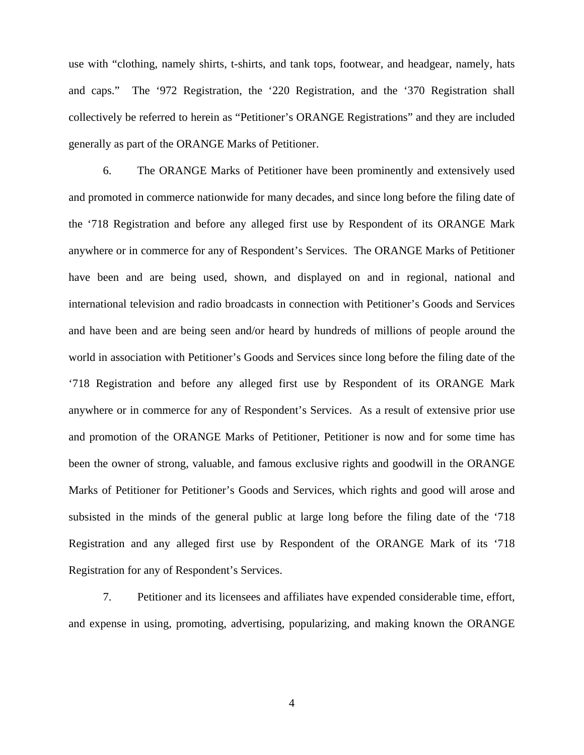use with "clothing, namely shirts, t-shirts, and tank tops, footwear, and headgear, namely, hats and caps." The '972 Registration, the '220 Registration, and the '370 Registration shall collectively be referred to herein as "Petitioner's ORANGE Registrations" and they are included generally as part of the ORANGE Marks of Petitioner.

6. The ORANGE Marks of Petitioner have been prominently and extensively used and promoted in commerce nationwide for many decades, and since long before the filing date of the '718 Registration and before any alleged first use by Respondent of its ORANGE Mark anywhere or in commerce for any of Respondent's Services. The ORANGE Marks of Petitioner have been and are being used, shown, and displayed on and in regional, national and international television and radio broadcasts in connection with Petitioner's Goods and Services and have been and are being seen and/or heard by hundreds of millions of people around the world in association with Petitioner's Goods and Services since long before the filing date of the '718 Registration and before any alleged first use by Respondent of its ORANGE Mark anywhere or in commerce for any of Respondent's Services. As a result of extensive prior use and promotion of the ORANGE Marks of Petitioner, Petitioner is now and for some time has been the owner of strong, valuable, and famous exclusive rights and goodwill in the ORANGE Marks of Petitioner for Petitioner's Goods and Services, which rights and good will arose and subsisted in the minds of the general public at large long before the filing date of the '718 Registration and any alleged first use by Respondent of the ORANGE Mark of its '718 Registration for any of Respondent's Services.

7. Petitioner and its licensees and affiliates have expended considerable time, effort, and expense in using, promoting, advertising, popularizing, and making known the ORANGE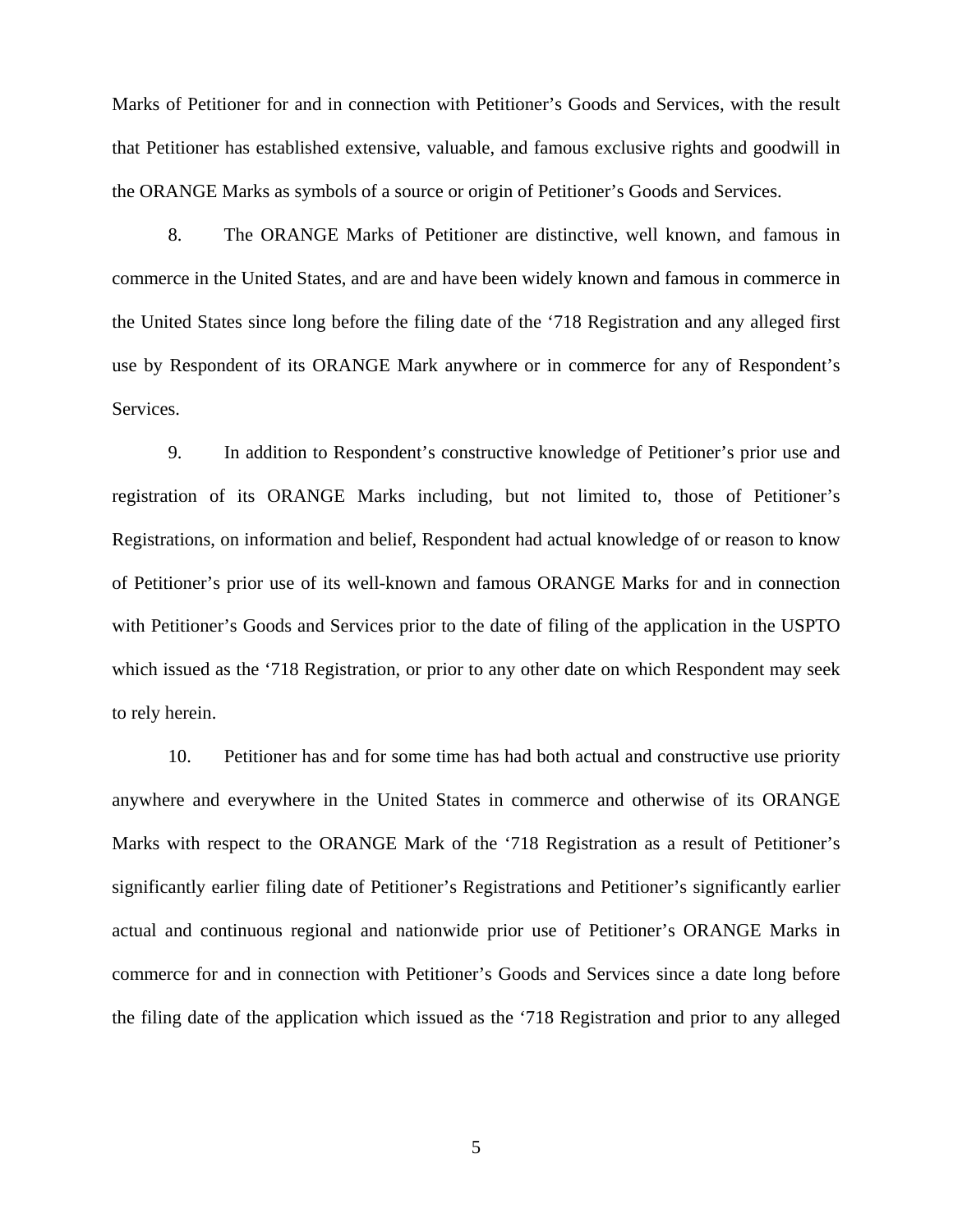Marks of Petitioner for and in connection with Petitioner's Goods and Services, with the result that Petitioner has established extensive, valuable, and famous exclusive rights and goodwill in the ORANGE Marks as symbols of a source or origin of Petitioner's Goods and Services.

8. The ORANGE Marks of Petitioner are distinctive, well known, and famous in commerce in the United States, and are and have been widely known and famous in commerce in the United States since long before the filing date of the '718 Registration and any alleged first use by Respondent of its ORANGE Mark anywhere or in commerce for any of Respondent's Services.

9. In addition to Respondent's constructive knowledge of Petitioner's prior use and registration of its ORANGE Marks including, but not limited to, those of Petitioner's Registrations, on information and belief, Respondent had actual knowledge of or reason to know of Petitioner's prior use of its well-known and famous ORANGE Marks for and in connection with Petitioner's Goods and Services prior to the date of filing of the application in the USPTO which issued as the '718 Registration, or prior to any other date on which Respondent may seek to rely herein.

10. Petitioner has and for some time has had both actual and constructive use priority anywhere and everywhere in the United States in commerce and otherwise of its ORANGE Marks with respect to the ORANGE Mark of the '718 Registration as a result of Petitioner's significantly earlier filing date of Petitioner's Registrations and Petitioner's significantly earlier actual and continuous regional and nationwide prior use of Petitioner's ORANGE Marks in commerce for and in connection with Petitioner's Goods and Services since a date long before the filing date of the application which issued as the '718 Registration and prior to any alleged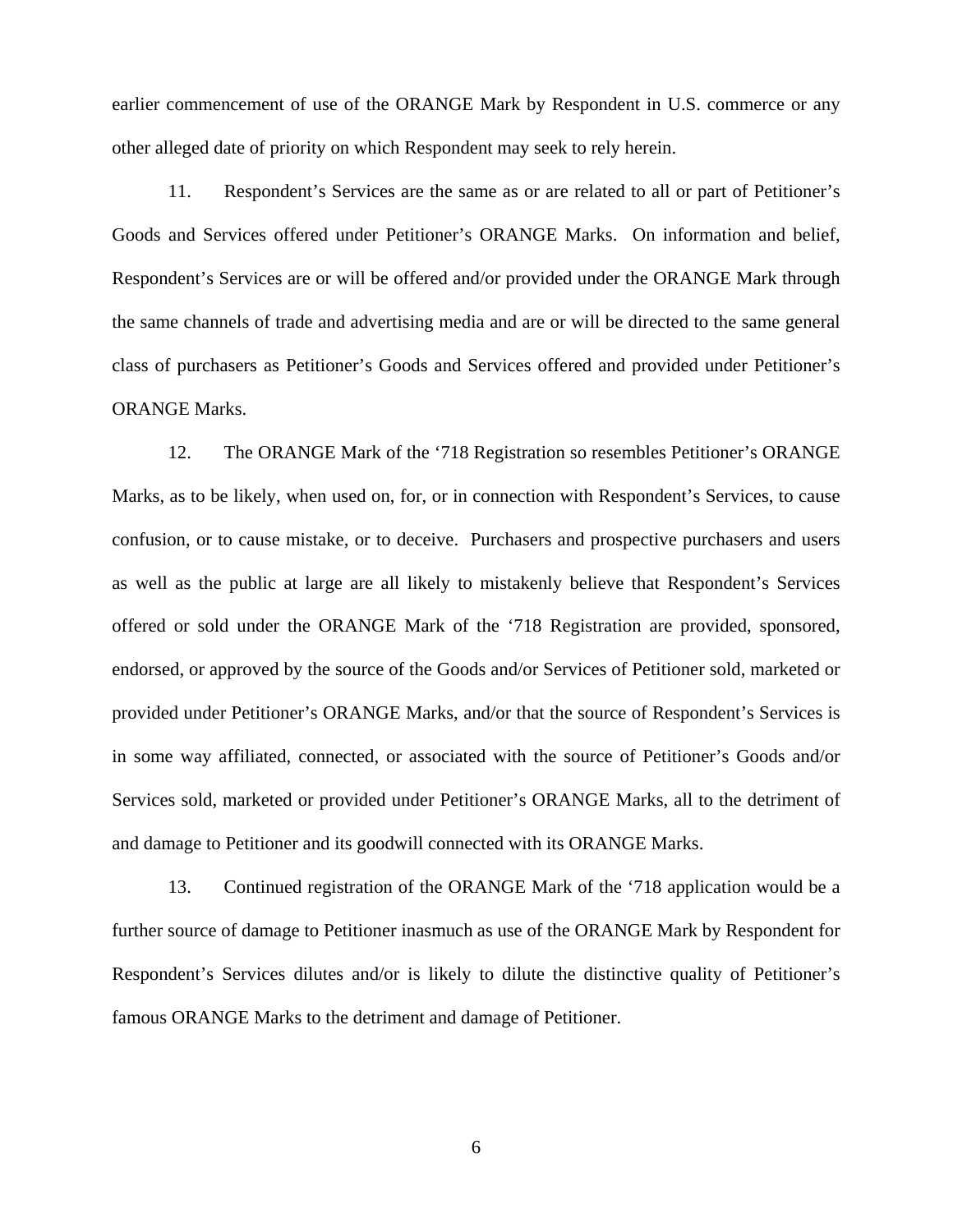earlier commencement of use of the ORANGE Mark by Respondent in U.S. commerce or any other alleged date of priority on which Respondent may seek to rely herein.

11. Respondent's Services are the same as or are related to all or part of Petitioner's Goods and Services offered under Petitioner's ORANGE Marks. On information and belief, Respondent's Services are or will be offered and/or provided under the ORANGE Mark through the same channels of trade and advertising media and are or will be directed to the same general class of purchasers as Petitioner's Goods and Services offered and provided under Petitioner's ORANGE Marks.

12. The ORANGE Mark of the '718 Registration so resembles Petitioner's ORANGE Marks, as to be likely, when used on, for, or in connection with Respondent's Services, to cause confusion, or to cause mistake, or to deceive. Purchasers and prospective purchasers and users as well as the public at large are all likely to mistakenly believe that Respondent's Services offered or sold under the ORANGE Mark of the '718 Registration are provided, sponsored, endorsed, or approved by the source of the Goods and/or Services of Petitioner sold, marketed or provided under Petitioner's ORANGE Marks, and/or that the source of Respondent's Services is in some way affiliated, connected, or associated with the source of Petitioner's Goods and/or Services sold, marketed or provided under Petitioner's ORANGE Marks, all to the detriment of and damage to Petitioner and its goodwill connected with its ORANGE Marks.

13. Continued registration of the ORANGE Mark of the '718 application would be a further source of damage to Petitioner inasmuch as use of the ORANGE Mark by Respondent for Respondent's Services dilutes and/or is likely to dilute the distinctive quality of Petitioner's famous ORANGE Marks to the detriment and damage of Petitioner.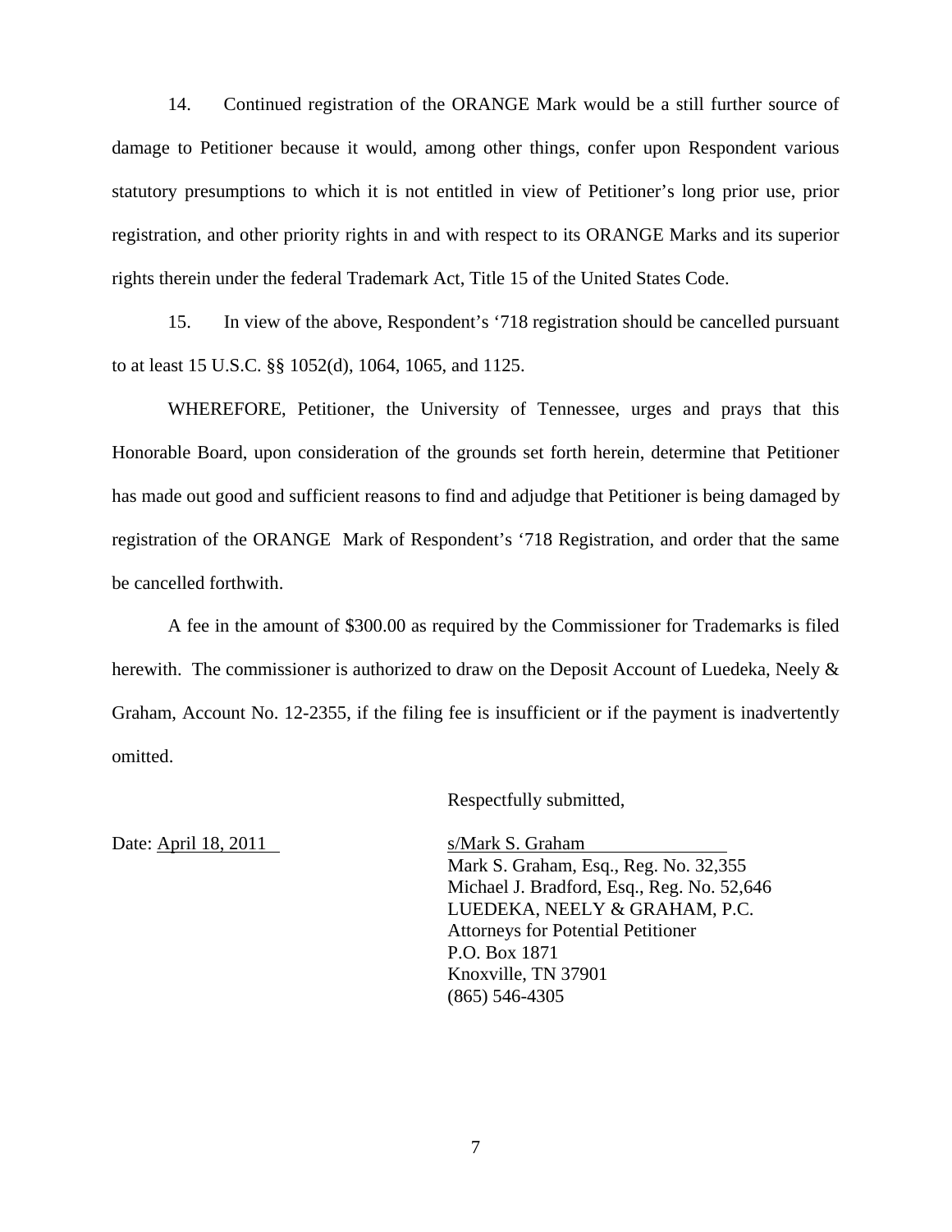14. Continued registration of the ORANGE Mark would be a still further source of damage to Petitioner because it would, among other things, confer upon Respondent various statutory presumptions to which it is not entitled in view of Petitioner's long prior use, prior registration, and other priority rights in and with respect to its ORANGE Marks and its superior rights therein under the federal Trademark Act, Title 15 of the United States Code.

15. In view of the above, Respondent's '718 registration should be cancelled pursuant to at least 15 U.S.C. §§ 1052(d), 1064, 1065, and 1125.

WHEREFORE, Petitioner, the University of Tennessee, urges and prays that this Honorable Board, upon consideration of the grounds set forth herein, determine that Petitioner has made out good and sufficient reasons to find and adjudge that Petitioner is being damaged by registration of the ORANGE Mark of Respondent's '718 Registration, and order that the same be cancelled forthwith.

A fee in the amount of $300.00 as required by the Commissioner for Trademarks is filed herewith. The commissioner is authorized to draw on the Deposit Account of Luedeka, Neely & Graham, Account No. 12-2355, if the filing fee is insufficient or if the payment is inadvertently omitted.

Respectfully submitted,

Date: April 18, 2011

s/Mark S. Graham
Mark S. Graham, Esq., Reg. No. 32,355
Michael J. Bradford, Esq., Reg. No. 52,646
LUEDEKA, NEELY & GRAHAM, P.C.
Attorneys for Potential Petitioner
P.O. Box 1871
Knoxville, TN 37901
(865) 546-4305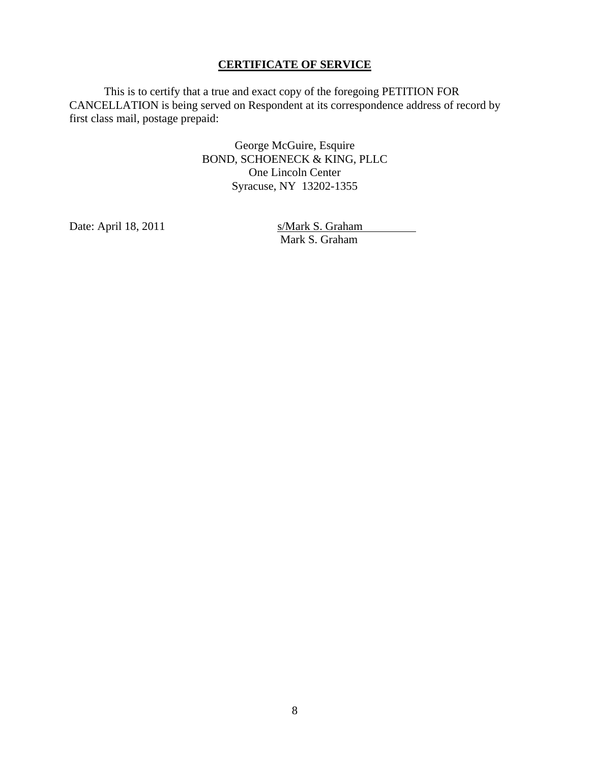## CERTIFICATE OF SERVICE

This is to certify that a true and exact copy of the foregoing PETITION FOR CANCELLATION is being served on Respondent at its correspondence address of record by first class mail, postage prepaid:

George McGuire, Esquire
BOND, SCHOENECK & KING, PLLC
One Lincoln Center
Syracuse, NY 13202-1355

Date: April 18, 2011

s/Mark S. Graham
Mark S. Graham